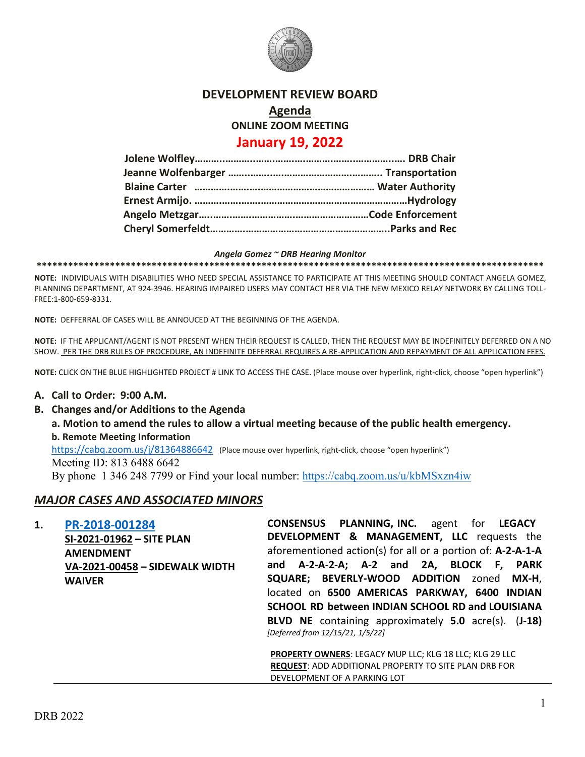# DEVELOPMENT REVIEW BOARD

## Agenda

### ONLINE ZOOM MEETING

## January 19, 2022

**Jolene Wolfley………………………………………………………… DRB Chair**
**Jeanne Wolfenbarger ………………………………………….. Transportation**
**Blaine Carter ………………………………………………… Water Authority**
**Ernest Armijo. ……………………………………………………………Hydrology**
**Angelo Metzgar……………………………………………………Code Enforcement**
**Cheryl Somerfeldt……………………………………………………..Parks and Rec**

*Angela Gomez ~ DRB Hearing Monitor*

**************************************************************************************************

**NOTE:** INDIVIDUALS WITH DISABILITIES WHO NEED SPECIAL ASSISTANCE TO PARTICIPATE AT THIS MEETING SHOULD CONTACT ANGELA GOMEZ, PLANNING DEPARTMENT, AT 924-3946. HEARING IMPAIRED USERS MAY CONTACT HER VIA THE NEW MEXICO RELAY NETWORK BY CALLING TOLL-FREE:1-800-659-8331.

**NOTE:** DEFFERRAL OF CASES WILL BE ANNOUCED AT THE BEGINNING OF THE AGENDA.

**NOTE:** IF THE APPLICANT/AGENT IS NOT PRESENT WHEN THEIR REQUEST IS CALLED, THEN THE REQUEST MAY BE INDEFINITELY DEFERRED ON A NO SHOW. PER THE DRB RULES OF PROCEDURE, AN INDEFINITE DEFERRAL REQUIRES A RE-APPLICATION AND REPAYMENT OF ALL APPLICATION FEES.

**NOTE:** CLICK ON THE BLUE HIGHLIGHTED PROJECT # LINK TO ACCESS THE CASE. (Place mouse over hyperlink, right-click, choose "open hyperlink")

**A. Call to Order: 9:00 A.M.**

**B. Changes and/or Additions to the Agenda**

**a. Motion to amend the rules to allow a virtual meeting because of the public health emergency.**

**b. Remote Meeting Information**

https://cabq.zoom.us/j/81364886642 (Place mouse over hyperlink, right-click, choose "open hyperlink")

Meeting ID: 813 6488 6642

By phone 1 346 248 7799 or Find your local number: https://cabq.zoom.us/u/kbMSxzn4iw

## *MAJOR CASES AND ASSOCIATED MINORS*

**1. PR-2018-001284**
**SI-2021-01962 – SITE PLAN AMENDMENT**
**VA-2021-00458 – SIDEWALK WIDTH WAIVER**

**CONSENSUS PLANNING, INC.** agent for **LEGACY DEVELOPMENT & MANAGEMENT, LLC** requests the aforementioned action(s) for all or a portion of: **A-2-A-1-A and A-2-A-2-A; A-2 and 2A, BLOCK F, PARK SQUARE; BEVERLY-WOOD ADDITION** zoned **MX-H**, located on **6500 AMERICAS PARKWAY, 6400 INDIAN SCHOOL RD between INDIAN SCHOOL RD and LOUISIANA BLVD NE** containing approximately **5.0** acre(s). (**J-18**) *[Deferred from 12/15/21, 1/5/22]*

**PROPERTY OWNERS**: LEGACY MUP LLC; KLG 18 LLC; KLG 29 LLC
**REQUEST**: ADD ADDITIONAL PROPERTY TO SITE PLAN DRB FOR DEVELOPMENT OF A PARKING LOT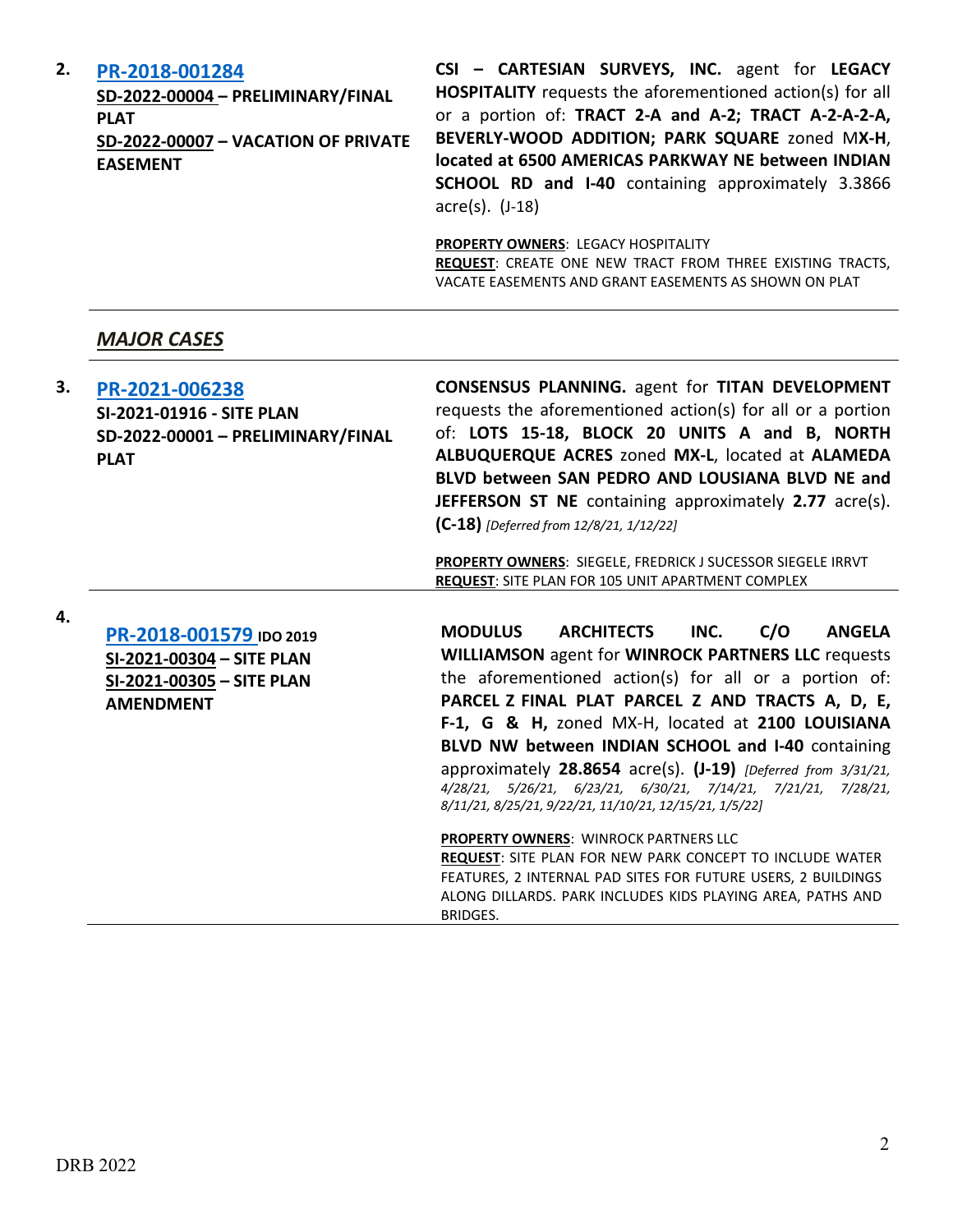2. **PR-2018-001284**
**SD-2022-00004 – PRELIMINARY/FINAL PLAT**
**SD-2022-00007 – VACATION OF PRIVATE EASEMENT**

**CSI – CARTESIAN SURVEYS, INC.** agent for **LEGACY HOSPITALITY** requests the aforementioned action(s) for all or a portion of: **TRACT 2-A and A-2; TRACT A-2-A-2-A, BEVERLY-WOOD ADDITION; PARK SQUARE** zoned M**X-H**, **located at 6500 AMERICAS PARKWAY NE between INDIAN SCHOOL RD and I-40** containing approximately 3.3866 acre(s). (J-18)

**PROPERTY OWNERS**: LEGACY HOSPITALITY
**REQUEST**: CREATE ONE NEW TRACT FROM THREE EXISTING TRACTS, VACATE EASEMENTS AND GRANT EASEMENTS AS SHOWN ON PLAT

---

## *MAJOR CASES*

---

3. **PR-2021-006238**
**SI-2021-01916 - SITE PLAN**
**SD-2022-00001 – PRELIMINARY/FINAL PLAT**

**CONSENSUS PLANNING.** agent for **TITAN DEVELOPMENT** requests the aforementioned action(s) for all or a portion of: **LOTS 15-18, BLOCK 20 UNITS A and B, NORTH ALBUQUERQUE ACRES** zoned **MX-L**, located at **ALAMEDA BLVD between SAN PEDRO AND LOUSIANA BLVD NE and JEFFERSON ST NE** containing approximately **2.77** acre(s). **(C-18)** *[Deferred from 12/8/21, 1/12/22]*

**PROPERTY OWNERS**: SIEGELE, FREDRICK J SUCESSOR SIEGELE IRRVT
**REQUEST**: SITE PLAN FOR 105 UNIT APARTMENT COMPLEX

---

4. **PR-2018-001579 IDO 2019**
**SI-2021-00304 – SITE PLAN**
**SI-2021-00305 – SITE PLAN AMENDMENT**

**MODULUS ARCHITECTS INC. C/O ANGELA WILLIAMSON** agent for **WINROCK PARTNERS LLC** requests the aforementioned action(s) for all or a portion of: **PARCEL Z FINAL PLAT PARCEL Z AND TRACTS A, D, E, F-1, G & H,** zoned MX-H, located at **2100 LOUISIANA BLVD NW between INDIAN SCHOOL and I-40** containing approximately **28.8654** acre(s). **(J-19)** *[Deferred from 3/31/21, 4/28/21, 5/26/21, 6/23/21, 6/30/21, 7/14/21, 7/21/21, 7/28/21, 8/11/21, 8/25/21, 9/22/21, 11/10/21, 12/15/21, 1/5/22]*

**PROPERTY OWNERS**: WINROCK PARTNERS LLC
**REQUEST**: SITE PLAN FOR NEW PARK CONCEPT TO INCLUDE WATER FEATURES, 2 INTERNAL PAD SITES FOR FUTURE USERS, 2 BUILDINGS ALONG DILLARDS. PARK INCLUDES KIDS PLAYING AREA, PATHS AND BRIDGES.

---

DRB 2022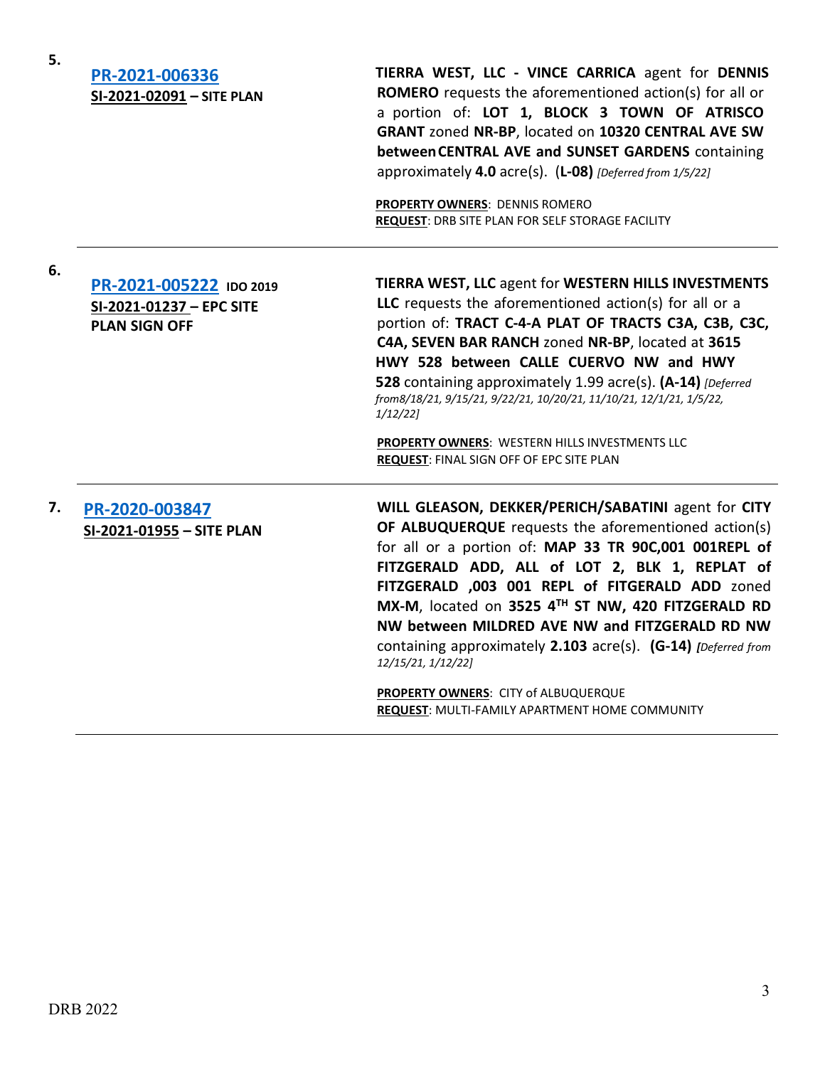5. **PR-2021-006336**
**SI-2021-02091 – SITE PLAN**

**TIERRA WEST, LLC - VINCE CARRICA** agent for **DENNIS ROMERO** requests the aforementioned action(s) for all or a portion of: **LOT 1, BLOCK 3 TOWN OF ATRISCO GRANT** zoned **NR-BP**, located on **10320 CENTRAL AVE SW between CENTRAL AVE and SUNSET GARDENS** containing approximately **4.0** acre(s). (**L-08**) *[Deferred from 1/5/22]*

**PROPERTY OWNERS**: DENNIS ROMERO
**REQUEST**: DRB SITE PLAN FOR SELF STORAGE FACILITY

---

6. **PR-2021-005222** **IDO 2019**
**SI-2021-01237 – EPC SITE PLAN SIGN OFF**

**TIERRA WEST, LLC** agent for **WESTERN HILLS INVESTMENTS LLC** requests the aforementioned action(s) for all or a portion of: **TRACT C-4-A PLAT OF TRACTS C3A, C3B, C3C, C4A, SEVEN BAR RANCH** zoned **NR-BP**, located at **3615 HWY 528 between CALLE CUERVO NW and HWY 528** containing approximately 1.99 acre(s). **(A-14)** *[Deferred from8/18/21, 9/15/21, 9/22/21, 10/20/21, 11/10/21, 12/1/21, 1/5/22, 1/12/22]*

**PROPERTY OWNERS**: WESTERN HILLS INVESTMENTS LLC
**REQUEST**: FINAL SIGN OFF OF EPC SITE PLAN

---

7. **PR-2020-003847**
**SI-2021-01955 – SITE PLAN**

**WILL GLEASON, DEKKER/PERICH/SABATINI** agent for **CITY OF ALBUQUERQUE** requests the aforementioned action(s) for all or a portion of: **MAP 33 TR 90C,001 001REPL of FITZGERALD ADD, ALL of LOT 2, BLK 1, REPLAT of FITZGERALD ,003 001 REPL of FITGERALD ADD** zoned **MX-M**, located on **3525 4TH ST NW, 420 FITZGERALD RD NW between MILDRED AVE NW and FITZGERALD RD NW** containing approximately **2.103** acre(s). **(G-14)** *[Deferred from 12/15/21, 1/12/22]*

**PROPERTY OWNERS**: CITY of ALBUQUERQUE
**REQUEST**: MULTI-FAMILY APARTMENT HOME COMMUNITY

---

DRB 2022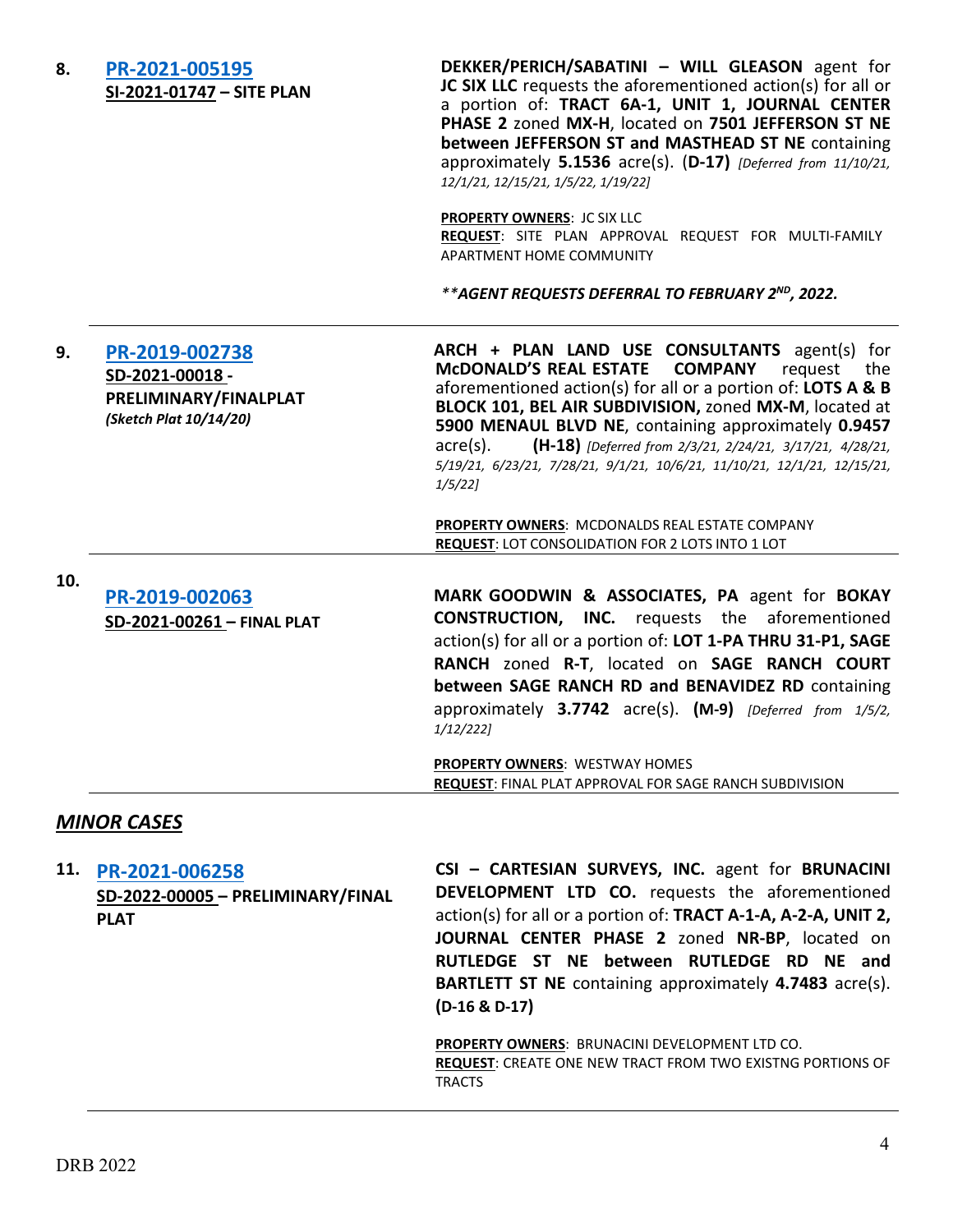8. **[PR-2021-005195](#)**
**SI-2021-01747 – SITE PLAN**

**DEKKER/PERICH/SABATINI – WILL GLEASON** agent for **JC SIX LLC** requests the aforementioned action(s) for all or a portion of: **TRACT 6A-1, UNIT 1, JOURNAL CENTER PHASE 2** zoned **MX-H**, located on **7501 JEFFERSON ST NE between JEFFERSON ST and MASTHEAD ST NE** containing approximately **5.1536** acre(s). (**D-17)** *[Deferred from 11/10/21, 12/1/21, 12/15/21, 1/5/22, 1/19/22]*

**PROPERTY OWNERS**: JC SIX LLC
**REQUEST**: SITE PLAN APPROVAL REQUEST FOR MULTI-FAMILY APARTMENT HOME COMMUNITY

***\*\*AGENT REQUESTS DEFERRAL TO FEBRUARY 2ND, 2022.***

---

9. **[PR-2019-002738](#)**
**SD-2021-00018 - PRELIMINARY/FINALPLAT**
*(Sketch Plat 10/14/20)*

**ARCH + PLAN LAND USE CONSULTANTS** agent(s) for **McDONALD'S REAL ESTATE COMPANY** request the aforementioned action(s) for all or a portion of: **LOTS A & B BLOCK 101, BEL AIR SUBDIVISION,** zoned **MX-M**, located at **5900 MENAUL BLVD NE**, containing approximately **0.9457** acre(s). **(H-18)** *[Deferred from 2/3/21, 2/24/21, 3/17/21, 4/28/21, 5/19/21, 6/23/21, 7/28/21, 9/1/21, 10/6/21, 11/10/21, 12/1/21, 12/15/21, 1/5/22]*

**PROPERTY OWNERS**: MCDONALDS REAL ESTATE COMPANY
**REQUEST**: LOT CONSOLIDATION FOR 2 LOTS INTO 1 LOT

---

10. **[PR-2019-002063](#)**
**SD-2021-00261 – FINAL PLAT**

**MARK GOODWIN & ASSOCIATES, PA** agent for **BOKAY CONSTRUCTION, INC.** requests the aforementioned action(s) for all or a portion of: **LOT 1-PA THRU 31-P1, SAGE RANCH** zoned **R-T**, located on **SAGE RANCH COURT between SAGE RANCH RD and BENAVIDEZ RD** containing approximately **3.7742** acre(s). **(M-9)** *[Deferred from 1/5/2, 1/12/222]*

**PROPERTY OWNERS**: WESTWAY HOMES
**REQUEST**: FINAL PLAT APPROVAL FOR SAGE RANCH SUBDIVISION

---

## *MINOR CASES*

11. **[PR-2021-006258](#)**
**SD-2022-00005 – PRELIMINARY/FINAL PLAT**

**CSI – CARTESIAN SURVEYS, INC.** agent for **BRUNACINI DEVELOPMENT LTD CO.** requests the aforementioned action(s) for all or a portion of: **TRACT A-1-A, A-2-A, UNIT 2, JOURNAL CENTER PHASE 2** zoned **NR-BP**, located on **RUTLEDGE ST NE between RUTLEDGE RD NE and BARTLETT ST NE** containing approximately **4.7483** acre(s). **(D-16 & D-17)**

**PROPERTY OWNERS**: BRUNACINI DEVELOPMENT LTD CO.
**REQUEST**: CREATE ONE NEW TRACT FROM TWO EXISTNG PORTIONS OF TRACTS

---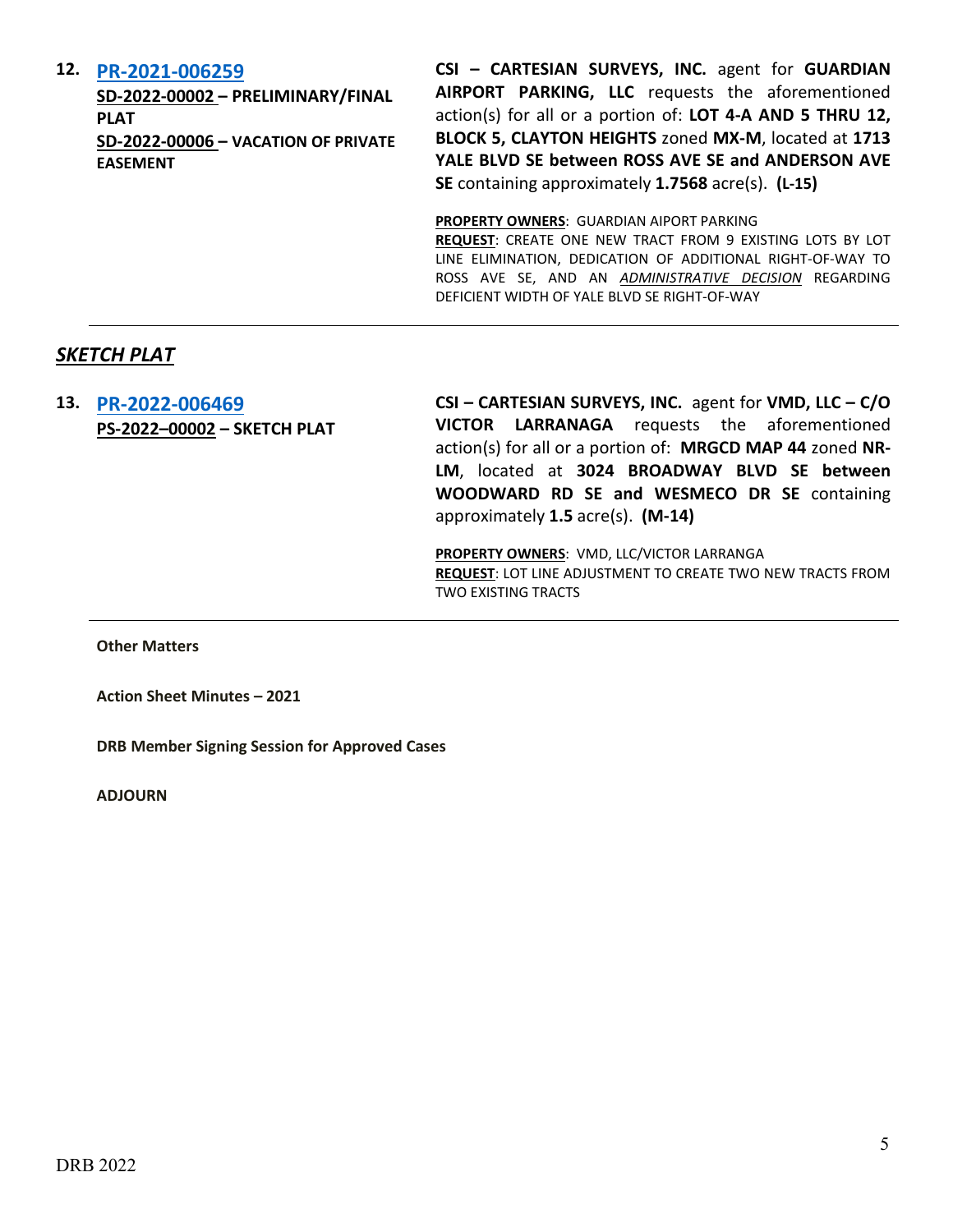12. **PR-2021-006259**
**SD-2022-00002 – PRELIMINARY/FINAL PLAT**
**SD-2022-00006 – VACATION OF PRIVATE EASEMENT**

**CSI – CARTESIAN SURVEYS, INC.** agent for **GUARDIAN AIRPORT PARKING, LLC** requests the aforementioned action(s) for all or a portion of: **LOT 4-A AND 5 THRU 12, BLOCK 5, CLAYTON HEIGHTS** zoned **MX-M**, located at **1713 YALE BLVD SE between ROSS AVE SE and ANDERSON AVE SE** containing approximately **1.7568** acre(s). **(L-15)**

**PROPERTY OWNERS**: GUARDIAN AIPORT PARKING
**REQUEST**: CREATE ONE NEW TRACT FROM 9 EXISTING LOTS BY LOT LINE ELIMINATION, DEDICATION OF ADDITIONAL RIGHT-OF-WAY TO ROSS AVE SE, AND AN ***ADMINISTRATIVE DECISION*** REGARDING DEFICIENT WIDTH OF YALE BLVD SE RIGHT-OF-WAY

---

## ***SKETCH PLAT***

13. **PR-2022-006469**
**PS-2022–00002 – SKETCH PLAT**

**CSI – CARTESIAN SURVEYS, INC.** agent for **VMD, LLC – C/O VICTOR LARRANAGA** requests the aforementioned action(s) for all or a portion of: **MRGCD MAP 44** zoned **NR-LM**, located at **3024 BROADWAY BLVD SE between WOODWARD RD SE and WESMECO DR SE** containing approximately **1.5** acre(s). **(M-14)**

**PROPERTY OWNERS**: VMD, LLC/VICTOR LARRANGA
**REQUEST**: LOT LINE ADJUSTMENT TO CREATE TWO NEW TRACTS FROM TWO EXISTING TRACTS

---

**Other Matters**

**Action Sheet Minutes – 2021**

**DRB Member Signing Session for Approved Cases**

**ADJOURN**